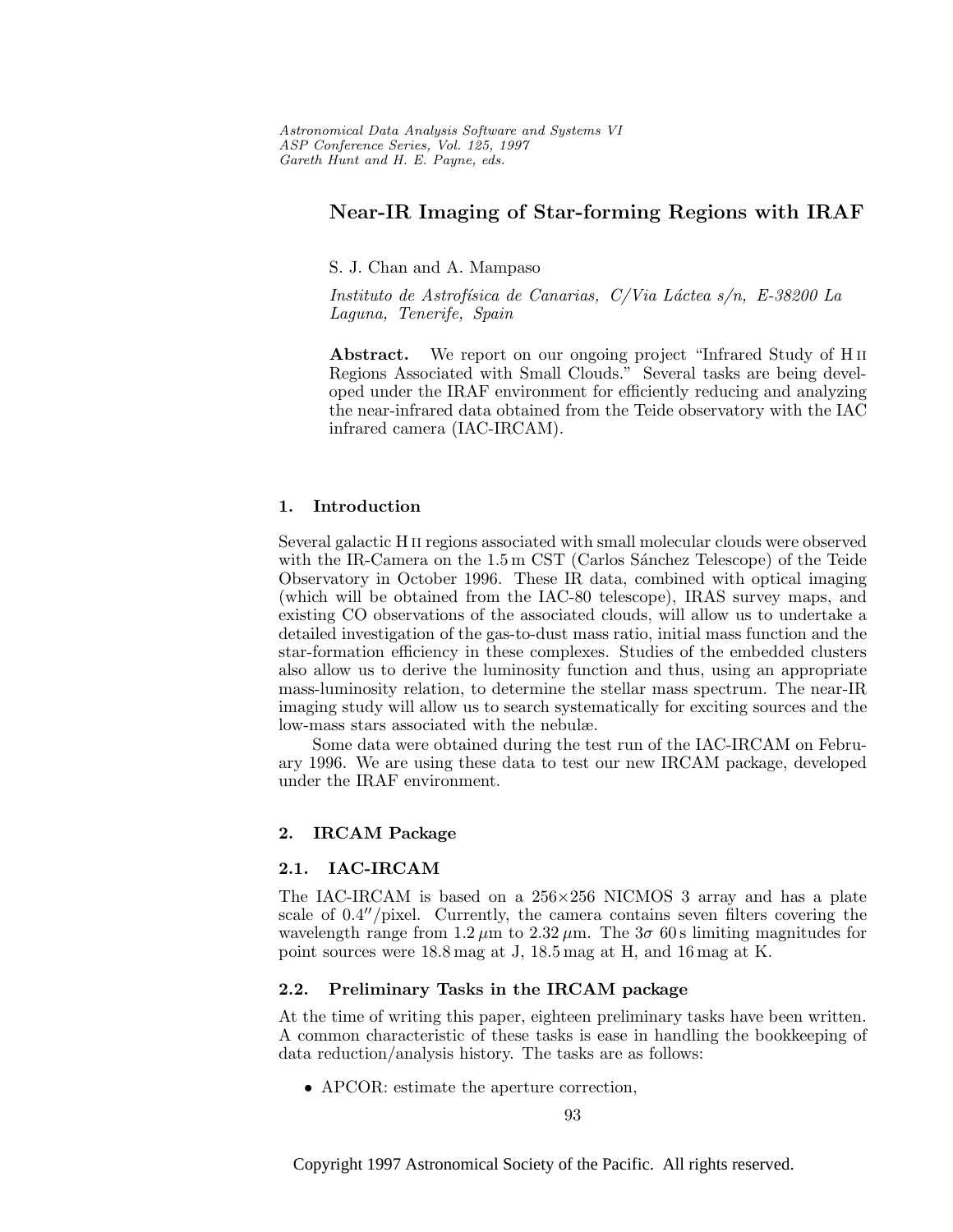# Near-IR Imaging of Star-forming Regions with IRAF

S. J. Chan and A. Mampaso

*Instituto de Astrofísica de Canarias, C/Via Láctea s/n, E-38200 La Laguna, Tenerife, Spain*

**Abstract.** We report on our ongoing project "Infrared Study of H II Regions Associated with Small Clouds." Several tasks are being developed under the IRAF environment for efficiently reducing and analyzing the near-infrared data obtained from the Teide observatory with the IAC infrared camera (IAC-IRCAM).

## 1. Introduction

Several galactic H II regions associated with small molecular clouds were observed with the IR-Camera on the 1.5 m CST (Carlos Sánchez Telescope) of the Teide Observatory in October 1996. These IR data, combined with optical imaging (which will be obtained from the IAC-80 telescope), IRAS survey maps, and existing CO observations of the associated clouds, will allow us to undertake a detailed investigation of the gas-to-dust mass ratio, initial mass function and the star-formation efficiency in these complexes. Studies of the embedded clusters also allow us to derive the luminosity function and thus, using an appropriate mass-luminosity relation, to determine the stellar mass spectrum. The near-IR imaging study will allow us to search systematically for exciting sources and the low-mass stars associated with the nebulæ.

Some data were obtained during the test run of the IAC-IRCAM on February 1996. We are using these data to test our new IRCAM package, developed under the IRAF environment.

## 2. IRCAM Package

### 2.1. IAC-IRCAM

The IAC-IRCAM is based on a 256×256 NICMOS 3 array and has a plate scale of $0.4''$/pixel. Currently, the camera contains seven filters covering the wavelength range from $1.2\,\mu$m to $2.32\,\mu$m. The $3\sigma$ 60 s limiting magnitudes for point sources were 18.8 mag at J, 18.5 mag at H, and 16 mag at K.

### 2.2. Preliminary Tasks in the IRCAM package

At the time of writing this paper, eighteen preliminary tasks have been written. A common characteristic of these tasks is ease in handling the bookkeeping of data reduction/analysis history. The tasks are as follows:

- APCOR: estimate the aperture correction,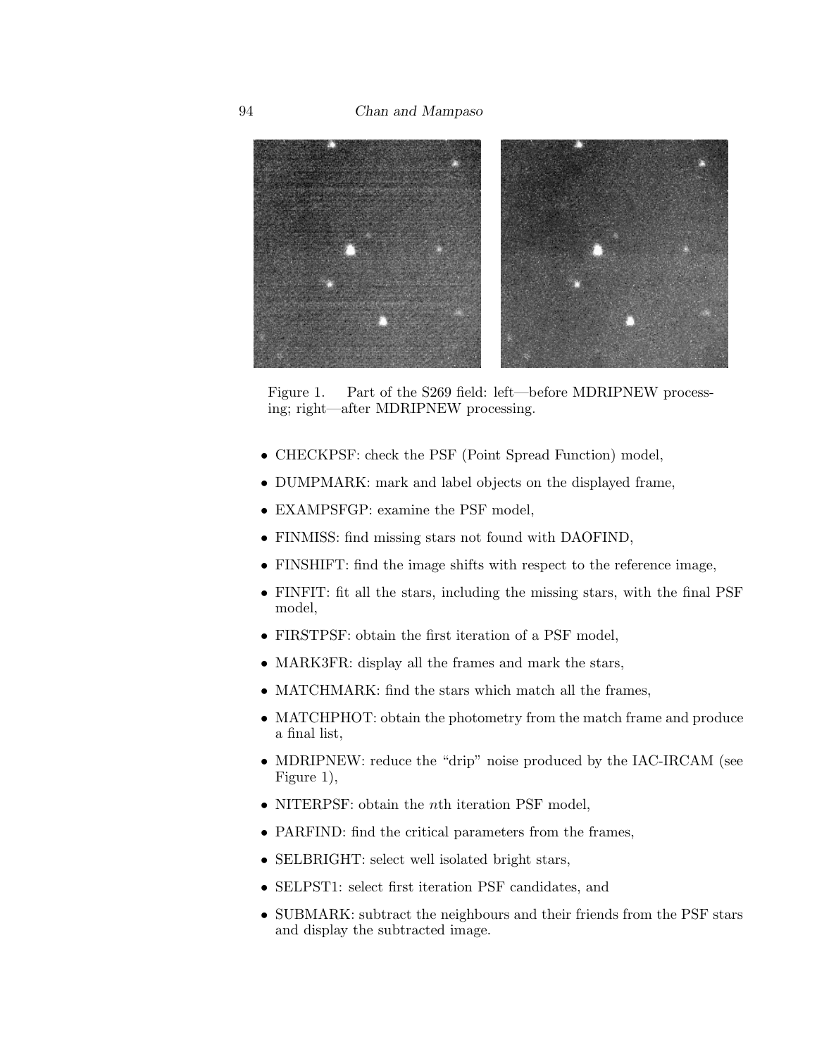Figure 1. Part of the S269 field: left—before MDRIPNEW processing; right—after MDRIPNEW processing.

- CHECKPSF: check the PSF (Point Spread Function) model,
- DUMPMARK: mark and label objects on the displayed frame,
- EXAMPSFGP: examine the PSF model,
- FINMISS: find missing stars not found with DAOFIND,
- FINSHIFT: find the image shifts with respect to the reference image,
- FINFIT: fit all the stars, including the missing stars, with the final PSF model,
- FIRSTPSF: obtain the first iteration of a PSF model,
- MARK3FR: display all the frames and mark the stars,
- MATCHMARK: find the stars which match all the frames,
- MATCHPHOT: obtain the photometry from the match frame and produce a final list,
- MDRIPNEW: reduce the "drip" noise produced by the IAC-IRCAM (see Figure 1),
- NITERPSF: obtain the $n$th iteration PSF model,
- PARFIND: find the critical parameters from the frames,
- SELBRIGHT: select well isolated bright stars,
- SELPST1: select first iteration PSF candidates, and
- SUBMARK: subtract the neighbours and their friends from the PSF stars and display the subtracted image.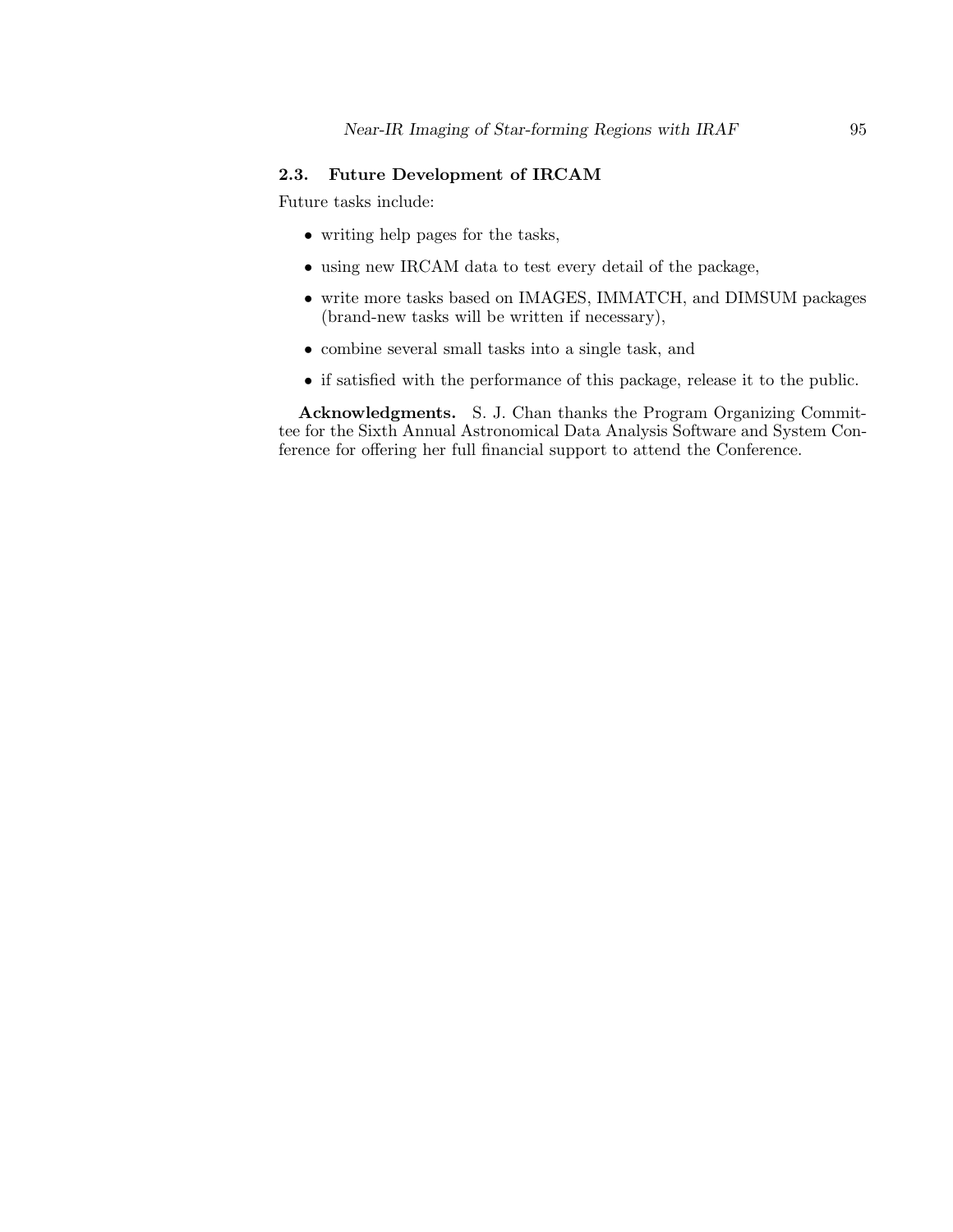### 2.3. Future Development of IRCAM

Future tasks include:

- writing help pages for the tasks,
- using new IRCAM data to test every detail of the package,
- write more tasks based on IMAGES, IMMATCH, and DIMSUM packages (brand-new tasks will be written if necessary),
- combine several small tasks into a single task, and
- if satisfied with the performance of this package, release it to the public.

**Acknowledgments.** S. J. Chan thanks the Program Organizing Committee for the Sixth Annual Astronomical Data Analysis Software and System Conference for offering her full financial support to attend the Conference.